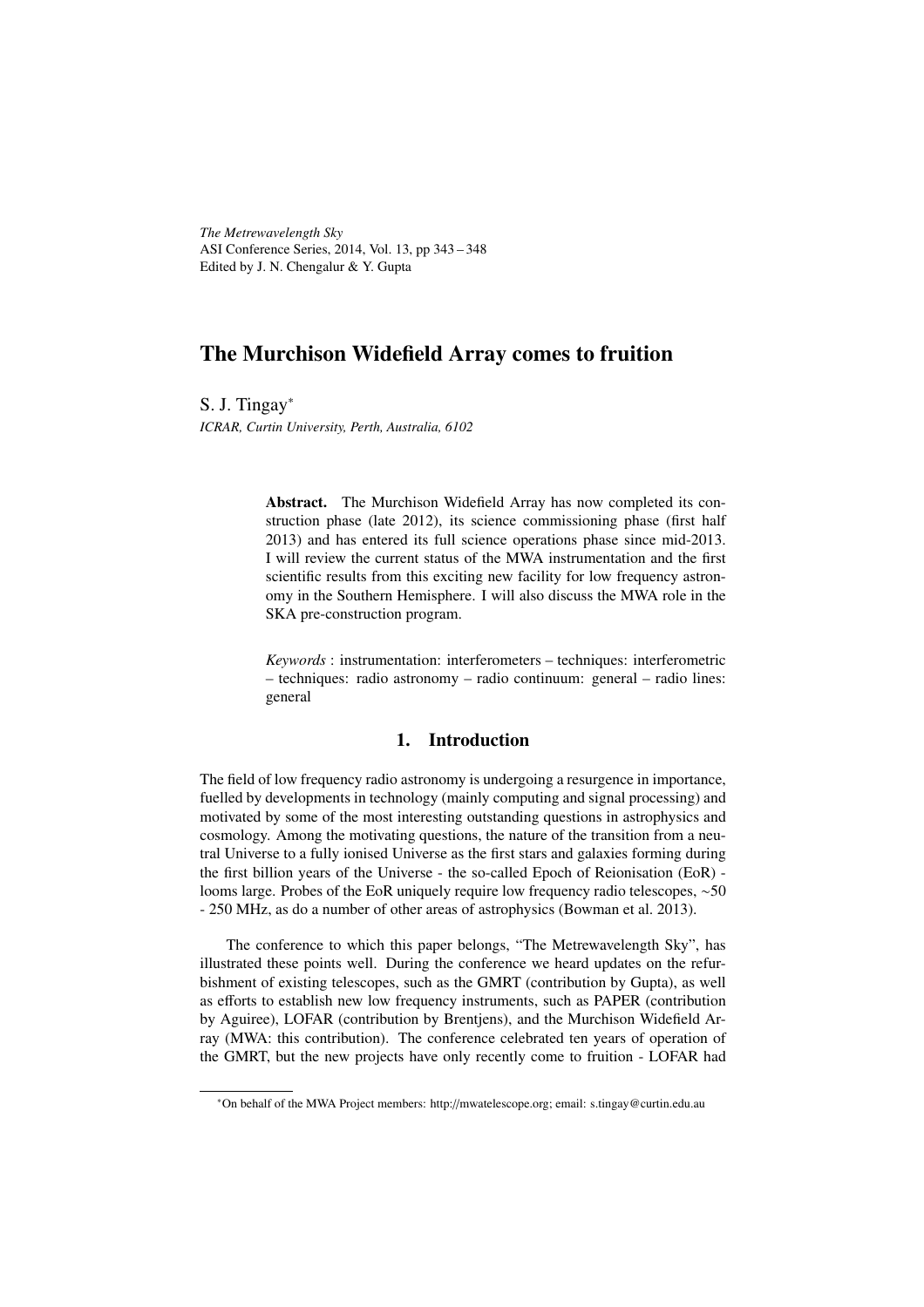# The Murchison Widefield Array comes to fruition

S. J. Tingay*

*ICRAR, Curtin University, Perth, Australia, 6102*

> **Abstract.** The Murchison Widefield Array has now completed its construction phase (late 2012), its science commissioning phase (first half 2013) and has entered its full science operations phase since mid-2013. I will review the current status of the MWA instrumentation and the first scientific results from this exciting new facility for low frequency astronomy in the Southern Hemisphere. I will also discuss the MWA role in the SKA pre-construction program.
>
> *Keywords* : instrumentation: interferometers – techniques: interferometric – techniques: radio astronomy – radio continuum: general – radio lines: general

## 1. Introduction

The field of low frequency radio astronomy is undergoing a resurgence in importance, fuelled by developments in technology (mainly computing and signal processing) and motivated by some of the most interesting outstanding questions in astrophysics and cosmology. Among the motivating questions, the nature of the transition from a neutral Universe to a fully ionised Universe as the first stars and galaxies forming during the first billion years of the Universe - the so-called Epoch of Reionisation (EoR) - looms large. Probes of the EoR uniquely require low frequency radio telescopes, $\sim$50 - 250 MHz, as do a number of other areas of astrophysics (Bowman et al. 2013).

The conference to which this paper belongs, "The Metrewavelength Sky", has illustrated these points well. During the conference we heard updates on the refurbishment of existing telescopes, such as the GMRT (contribution by Gupta), as well as efforts to establish new low frequency instruments, such as PAPER (contribution by Aguiree), LOFAR (contribution by Brentjens), and the Murchison Widefield Array (MWA: this contribution). The conference celebrated ten years of operation of the GMRT, but the new projects have only recently come to fruition - LOFAR had

*On behalf of the MWA Project members: http://mwatelescope.org; email: s.tingay@curtin.edu.au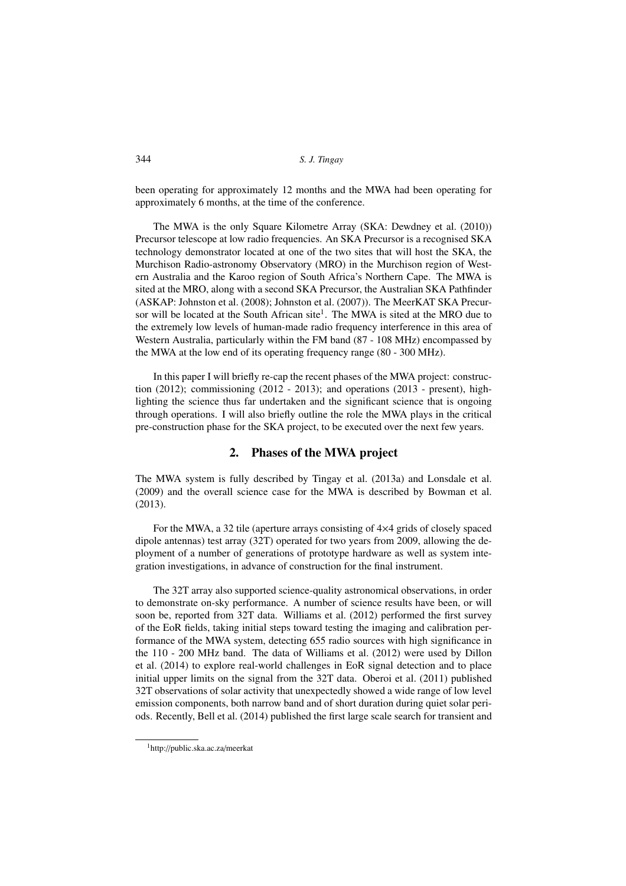been operating for approximately 12 months and the MWA had been operating for approximately 6 months, at the time of the conference.

The MWA is the only Square Kilometre Array (SKA: Dewdney et al. (2010)) Precursor telescope at low radio frequencies. An SKA Precursor is a recognised SKA technology demonstrator located at one of the two sites that will host the SKA, the Murchison Radio-astronomy Observatory (MRO) in the Murchison region of Western Australia and the Karoo region of South Africa's Northern Cape. The MWA is sited at the MRO, along with a second SKA Precursor, the Australian SKA Pathfinder (ASKAP: Johnston et al. (2008); Johnston et al. (2007)). The MeerKAT SKA Precursor will be located at the South African site[1]. The MWA is sited at the MRO due to the extremely low levels of human-made radio frequency interference in this area of Western Australia, particularly within the FM band (87 - 108 MHz) encompassed by the MWA at the low end of its operating frequency range (80 - 300 MHz).

In this paper I will briefly re-cap the recent phases of the MWA project: construction (2012); commissioning (2012 - 2013); and operations (2013 - present), highlighting the science thus far undertaken and the significant science that is ongoing through operations. I will also briefly outline the role the MWA plays in the critical pre-construction phase for the SKA project, to be executed over the next few years.

## 2. Phases of the MWA project

The MWA system is fully described by Tingay et al. (2013a) and Lonsdale et al. (2009) and the overall science case for the MWA is described by Bowman et al. (2013).

For the MWA, a 32 tile (aperture arrays consisting of 4×4 grids of closely spaced dipole antennas) test array (32T) operated for two years from 2009, allowing the deployment of a number of generations of prototype hardware as well as system integration investigations, in advance of construction for the final instrument.

The 32T array also supported science-quality astronomical observations, in order to demonstrate on-sky performance. A number of science results have been, or will soon be, reported from 32T data. Williams et al. (2012) performed the first survey of the EoR fields, taking initial steps toward testing the imaging and calibration performance of the MWA system, detecting 655 radio sources with high significance in the 110 - 200 MHz band. The data of Williams et al. (2012) were used by Dillon et al. (2014) to explore real-world challenges in EoR signal detection and to place initial upper limits on the signal from the 32T data. Oberoi et al. (2011) published 32T observations of solar activity that unexpectedly showed a wide range of low level emission components, both narrow band and of short duration during quiet solar periods. Recently, Bell et al. (2014) published the first large scale search for transient and

[1] http://public.ska.ac.za/meerkat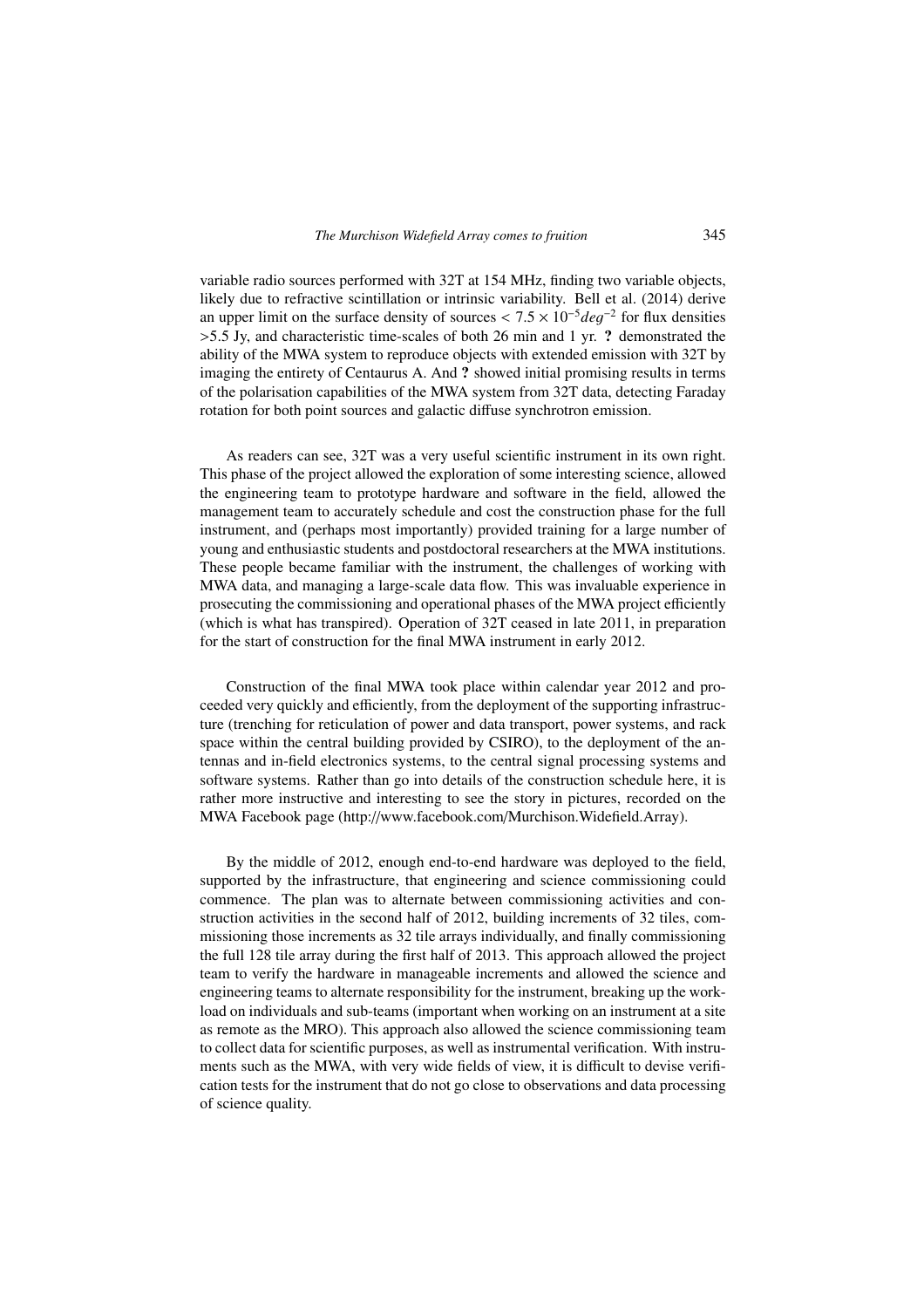variable radio sources performed with 32T at 154 MHz, finding two variable objects, likely due to refractive scintillation or intrinsic variability. Bell et al. (2014) derive an upper limit on the surface density of sources $< 7.5 \times 10^{-5} deg^{-2}$ for flux densities >5.5 Jy, and characteristic time-scales of both 26 min and 1 yr. **?** demonstrated the ability of the MWA system to reproduce objects with extended emission with 32T by imaging the entirety of Centaurus A. And **?** showed initial promising results in terms of the polarisation capabilities of the MWA system from 32T data, detecting Faraday rotation for both point sources and galactic diffuse synchrotron emission.

As readers can see, 32T was a very useful scientific instrument in its own right. This phase of the project allowed the exploration of some interesting science, allowed the engineering team to prototype hardware and software in the field, allowed the management team to accurately schedule and cost the construction phase for the full instrument, and (perhaps most importantly) provided training for a large number of young and enthusiastic students and postdoctoral researchers at the MWA institutions. These people became familiar with the instrument, the challenges of working with MWA data, and managing a large-scale data flow. This was invaluable experience in prosecuting the commissioning and operational phases of the MWA project efficiently (which is what has transpired). Operation of 32T ceased in late 2011, in preparation for the start of construction for the final MWA instrument in early 2012.

Construction of the final MWA took place within calendar year 2012 and proceeded very quickly and efficiently, from the deployment of the supporting infrastructure (trenching for reticulation of power and data transport, power systems, and rack space within the central building provided by CSIRO), to the deployment of the antennas and in-field electronics systems, to the central signal processing systems and software systems. Rather than go into details of the construction schedule here, it is rather more instructive and interesting to see the story in pictures, recorded on the MWA Facebook page (http://www.facebook.com/Murchison.Widefield.Array).

By the middle of 2012, enough end-to-end hardware was deployed to the field, supported by the infrastructure, that engineering and science commissioning could commence. The plan was to alternate between commissioning activities and construction activities in the second half of 2012, building increments of 32 tiles, commissioning those increments as 32 tile arrays individually, and finally commissioning the full 128 tile array during the first half of 2013. This approach allowed the project team to verify the hardware in manageable increments and allowed the science and engineering teams to alternate responsibility for the instrument, breaking up the workload on individuals and sub-teams (important when working on an instrument at a site as remote as the MRO). This approach also allowed the science commissioning team to collect data for scientific purposes, as well as instrumental verification. With instruments such as the MWA, with very wide fields of view, it is difficult to devise verification tests for the instrument that do not go close to observations and data processing of science quality.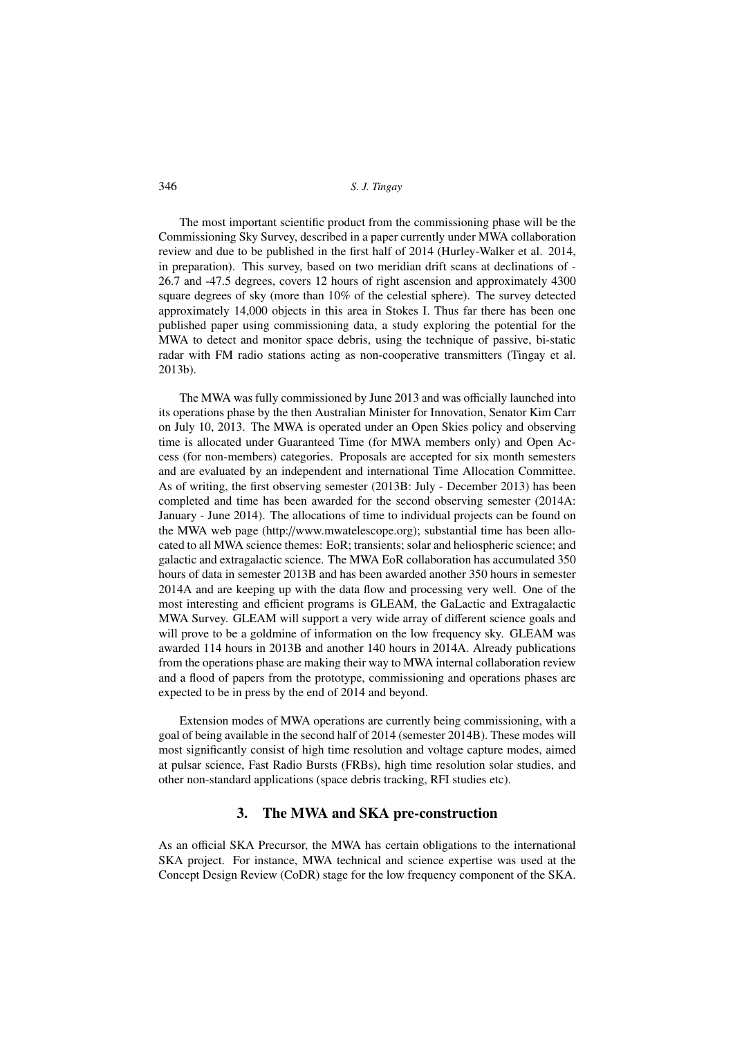The most important scientific product from the commissioning phase will be the Commissioning Sky Survey, described in a paper currently under MWA collaboration review and due to be published in the first half of 2014 (Hurley-Walker et al. 2014, in preparation). This survey, based on two meridian drift scans at declinations of -26.7 and -47.5 degrees, covers 12 hours of right ascension and approximately 4300 square degrees of sky (more than 10% of the celestial sphere). The survey detected approximately 14,000 objects in this area in Stokes I. Thus far there has been one published paper using commissioning data, a study exploring the potential for the MWA to detect and monitor space debris, using the technique of passive, bi-static radar with FM radio stations acting as non-cooperative transmitters (Tingay et al. 2013b).

The MWA was fully commissioned by June 2013 and was officially launched into its operations phase by the then Australian Minister for Innovation, Senator Kim Carr on July 10, 2013. The MWA is operated under an Open Skies policy and observing time is allocated under Guaranteed Time (for MWA members only) and Open Access (for non-members) categories. Proposals are accepted for six month semesters and are evaluated by an independent and international Time Allocation Committee. As of writing, the first observing semester (2013B: July - December 2013) has been completed and time has been awarded for the second observing semester (2014A: January - June 2014). The allocations of time to individual projects can be found on the MWA web page (http://www.mwatelescope.org); substantial time has been allocated to all MWA science themes: EoR; transients; solar and heliospheric science; and galactic and extragalactic science. The MWA EoR collaboration has accumulated 350 hours of data in semester 2013B and has been awarded another 350 hours in semester 2014A and are keeping up with the data flow and processing very well. One of the most interesting and efficient programs is GLEAM, the GaLactic and Extragalactic MWA Survey. GLEAM will support a very wide array of different science goals and will prove to be a goldmine of information on the low frequency sky. GLEAM was awarded 114 hours in 2013B and another 140 hours in 2014A. Already publications from the operations phase are making their way to MWA internal collaboration review and a flood of papers from the prototype, commissioning and operations phases are expected to be in press by the end of 2014 and beyond.

Extension modes of MWA operations are currently being commissioning, with a goal of being available in the second half of 2014 (semester 2014B). These modes will most significantly consist of high time resolution and voltage capture modes, aimed at pulsar science, Fast Radio Bursts (FRBs), high time resolution solar studies, and other non-standard applications (space debris tracking, RFI studies etc).

## 3. The MWA and SKA pre-construction

As an official SKA Precursor, the MWA has certain obligations to the international SKA project. For instance, MWA technical and science expertise was used at the Concept Design Review (CoDR) stage for the low frequency component of the SKA.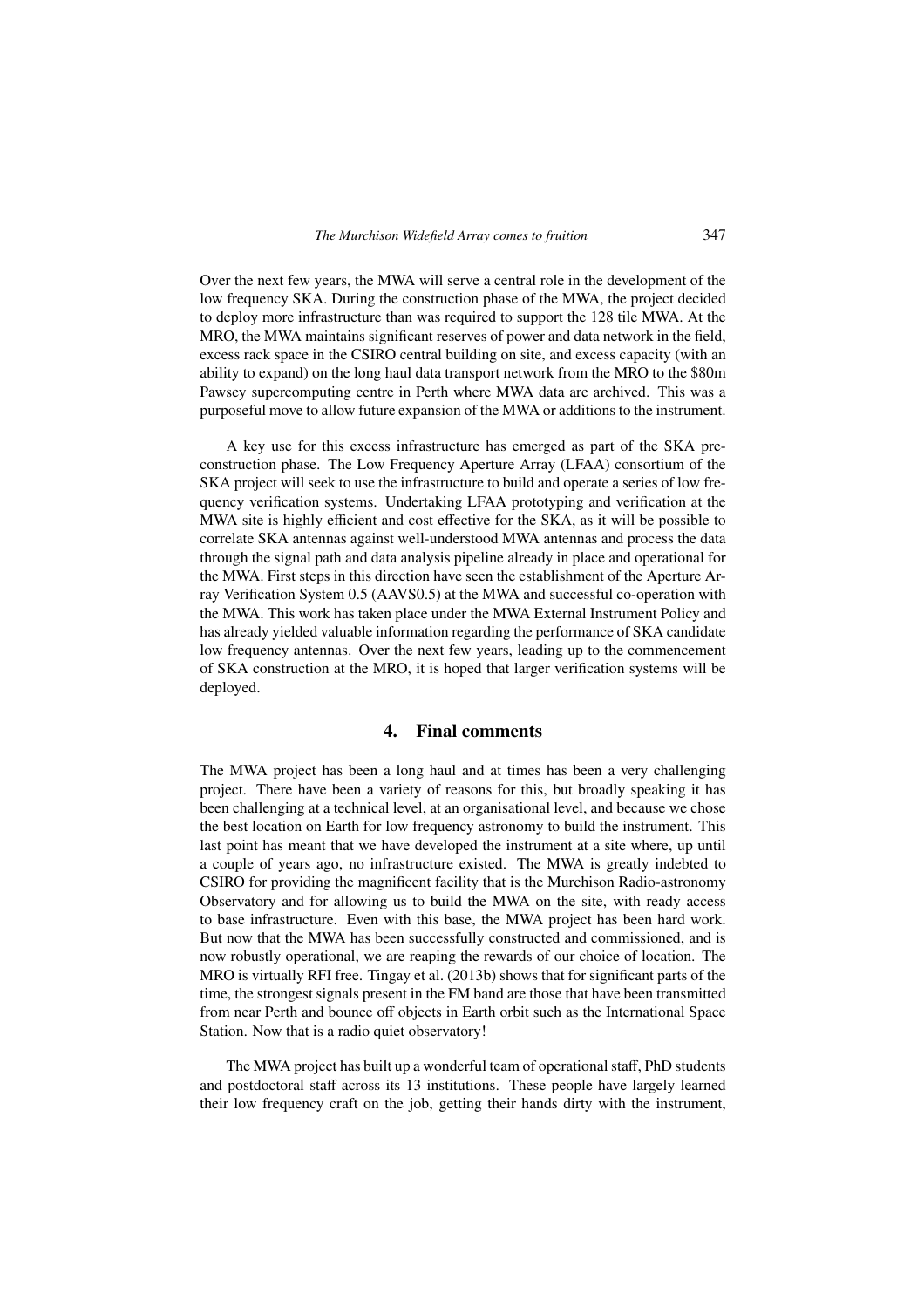Over the next few years, the MWA will serve a central role in the development of the low frequency SKA. During the construction phase of the MWA, the project decided to deploy more infrastructure than was required to support the 128 tile MWA. At the MRO, the MWA maintains significant reserves of power and data network in the field, excess rack space in the CSIRO central building on site, and excess capacity (with an ability to expand) on the long haul data transport network from the MRO to the $80m Pawsey supercomputing centre in Perth where MWA data are archived. This was a purposeful move to allow future expansion of the MWA or additions to the instrument.

A key use for this excess infrastructure has emerged as part of the SKA pre-construction phase. The Low Frequency Aperture Array (LFAA) consortium of the SKA project will seek to use the infrastructure to build and operate a series of low frequency verification systems. Undertaking LFAA prototyping and verification at the MWA site is highly efficient and cost effective for the SKA, as it will be possible to correlate SKA antennas against well-understood MWA antennas and process the data through the signal path and data analysis pipeline already in place and operational for the MWA. First steps in this direction have seen the establishment of the Aperture Array Verification System 0.5 (AAVS0.5) at the MWA and successful co-operation with the MWA. This work has taken place under the MWA External Instrument Policy and has already yielded valuable information regarding the performance of SKA candidate low frequency antennas. Over the next few years, leading up to the commencement of SKA construction at the MRO, it is hoped that larger verification systems will be deployed.

## 4. Final comments

The MWA project has been a long haul and at times has been a very challenging project. There have been a variety of reasons for this, but broadly speaking it has been challenging at a technical level, at an organisational level, and because we chose the best location on Earth for low frequency astronomy to build the instrument. This last point has meant that we have developed the instrument at a site where, up until a couple of years ago, no infrastructure existed. The MWA is greatly indebted to CSIRO for providing the magnificent facility that is the Murchison Radio-astronomy Observatory and for allowing us to build the MWA on the site, with ready access to base infrastructure. Even with this base, the MWA project has been hard work. But now that the MWA has been successfully constructed and commissioned, and is now robustly operational, we are reaping the rewards of our choice of location. The MRO is virtually RFI free. Tingay et al. (2013b) shows that for significant parts of the time, the strongest signals present in the FM band are those that have been transmitted from near Perth and bounce off objects in Earth orbit such as the International Space Station. Now that is a radio quiet observatory!

The MWA project has built up a wonderful team of operational staff, PhD students and postdoctoral staff across its 13 institutions. These people have largely learned their low frequency craft on the job, getting their hands dirty with the instrument,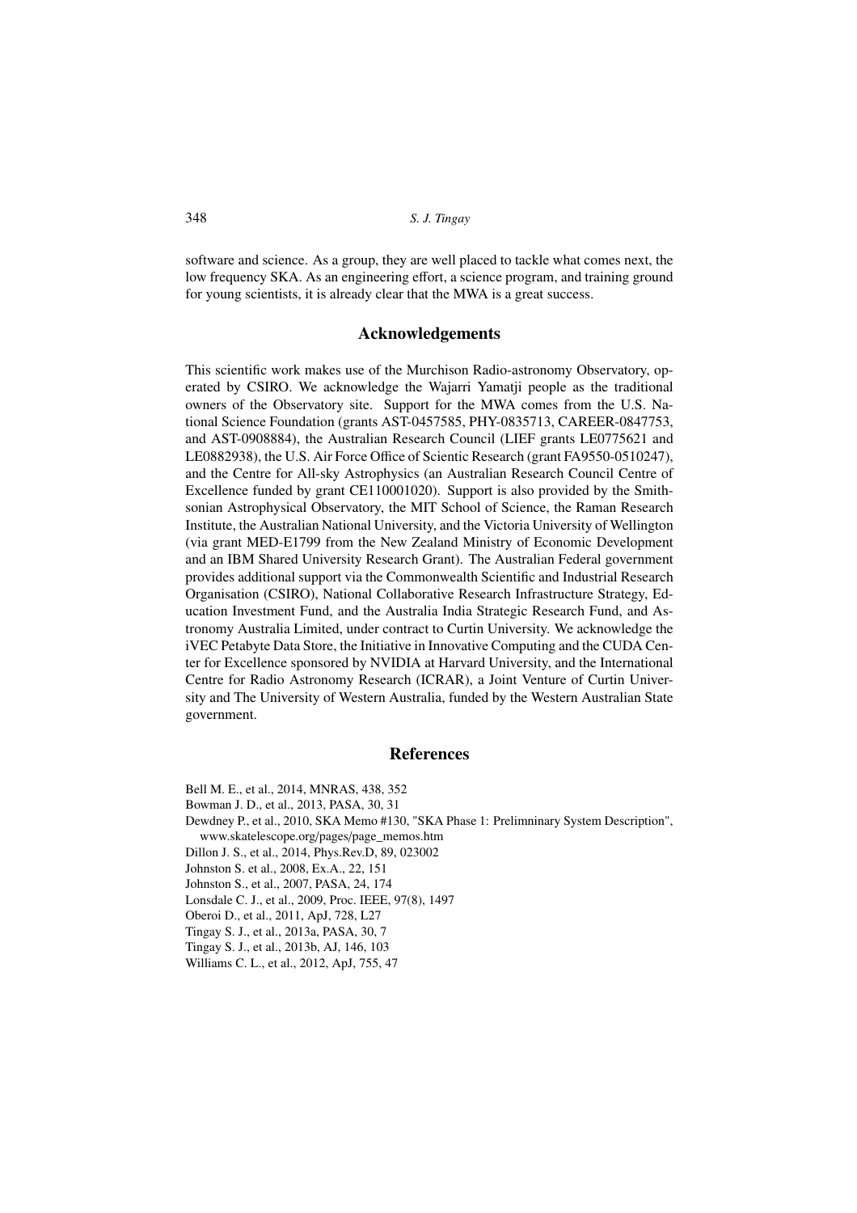software and science. As a group, they are well placed to tackle what comes next, the low frequency SKA. As an engineering effort, a science program, and training ground for young scientists, it is already clear that the MWA is a great success.

## Acknowledgements

This scientific work makes use of the Murchison Radio-astronomy Observatory, operated by CSIRO. We acknowledge the Wajarri Yamatji people as the traditional owners of the Observatory site. Support for the MWA comes from the U.S. National Science Foundation (grants AST-0457585, PHY-0835713, CAREER-0847753, and AST-0908884), the Australian Research Council (LIEF grants LE0775621 and LE0882938), the U.S. Air Force Office of Scientic Research (grant FA9550-0510247), and the Centre for All-sky Astrophysics (an Australian Research Council Centre of Excellence funded by grant CE110001020). Support is also provided by the Smithsonian Astrophysical Observatory, the MIT School of Science, the Raman Research Institute, the Australian National University, and the Victoria University of Wellington (via grant MED-E1799 from the New Zealand Ministry of Economic Development and an IBM Shared University Research Grant). The Australian Federal government provides additional support via the Commonwealth Scientific and Industrial Research Organisation (CSIRO), National Collaborative Research Infrastructure Strategy, Education Investment Fund, and the Australia India Strategic Research Fund, and Astronomy Australia Limited, under contract to Curtin University. We acknowledge the iVEC Petabyte Data Store, the Initiative in Innovative Computing and the CUDA Center for Excellence sponsored by NVIDIA at Harvard University, and the International Centre for Radio Astronomy Research (ICRAR), a Joint Venture of Curtin University and The University of Western Australia, funded by the Western Australian State government.

## References

Bell M. E., et al., 2014, MNRAS, 438, 352

Bowman J. D., et al., 2013, PASA, 30, 31

Dewdney P., et al., 2010, SKA Memo #130, "SKA Phase 1: Prelimninary System Description", www.skatelescope.org/pages/page_memos.htm

Dillon J. S., et al., 2014, Phys.Rev.D, 89, 023002

Johnston S. et al., 2008, Ex.A., 22, 151

Johnston S., et al., 2007, PASA, 24, 174

Lonsdale C. J., et al., 2009, Proc. IEEE, 97(8), 1497

Oberoi D., et al., 2011, ApJ, 728, L27

Tingay S. J., et al., 2013a, PASA, 30, 7

Tingay S. J., et al., 2013b, AJ, 146, 103

Williams C. L., et al., 2012, ApJ, 755, 47